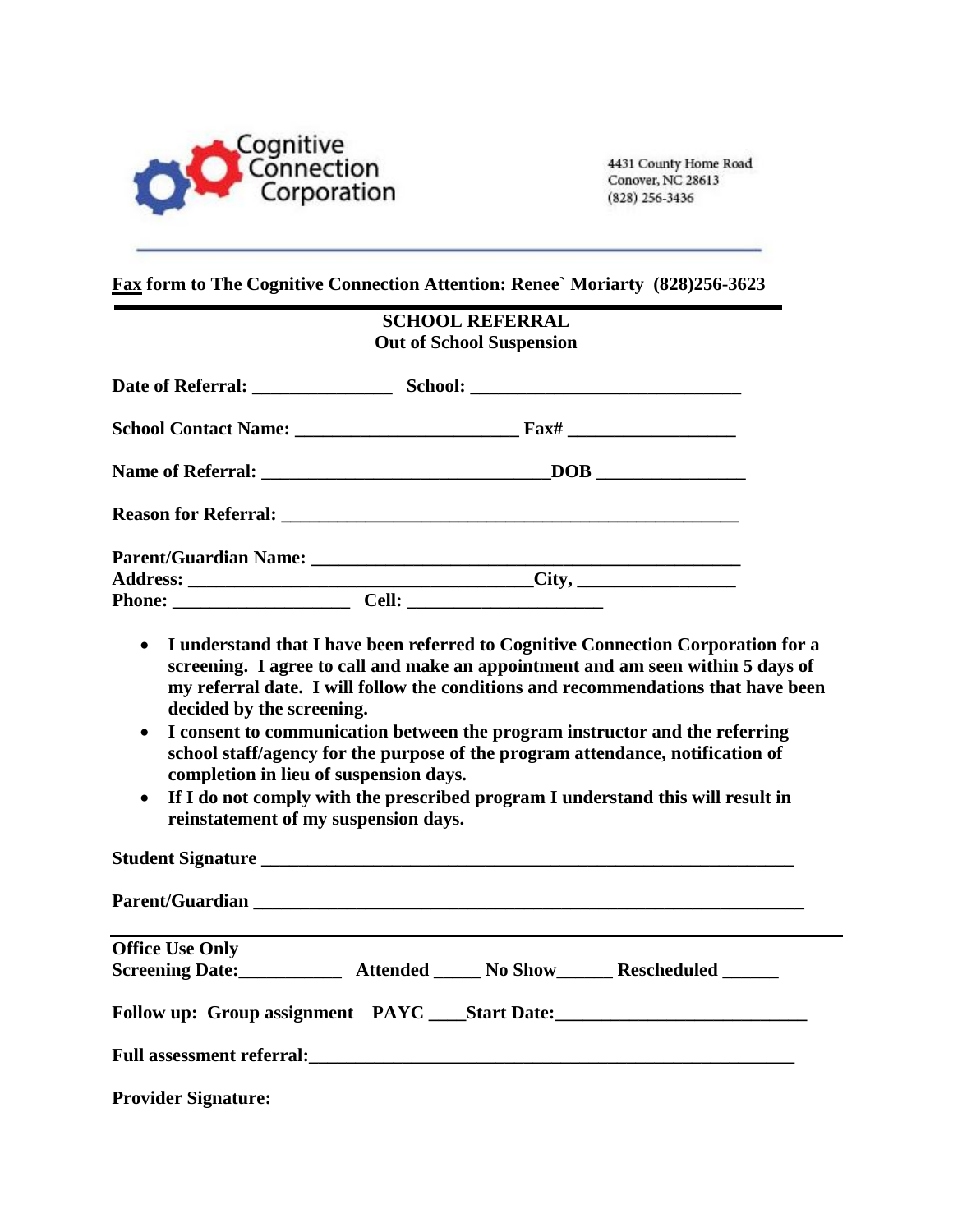Cognitive Connection Corporation

4431 County Home Road
Conover, NC 28613
(828) 256-3436

---

**Fax form to The Cognitive Connection Attention: Renee` Moriarty (828)256-3623**

---

**SCHOOL REFERRAL**
**Out of School Suspension**

**Date of Referral:** _______________ **School:** ______________________________

**School Contact Name:** _________________________ **Fax#** __________________

**Name of Referral:** ________________________________**DOB** ________________

**Reason for Referral:** ___________________________________________________

**Parent/Guardian Name:** ________________________________________________
**Address:** _____________________________________**City,** _________________
**Phone:** ___________________ **Cell:** _____________________

- **I understand that I have been referred to Cognitive Connection Corporation for a screening. I agree to call and make an appointment and am seen within 5 days of my referral date. I will follow the conditions and recommendations that have been decided by the screening.**
- **I consent to communication between the program instructor and the referring school staff/agency for the purpose of the program attendance, notification of completion in lieu of suspension days.**
- **If I do not comply with the prescribed program I understand this will result in reinstatement of my suspension days.**

**Student Signature** ___________________________________________________________

**Parent/Guardian** ____________________________________________________________

---

**Office Use Only**
**Screening Date:**___________ **Attended** _____ **No Show**______ **Rescheduled** ______

**Follow up: Group assignment PAYC ____Start Date:**___________________________

**Full assessment referral:**_______________________________________________________

**Provider Signature:**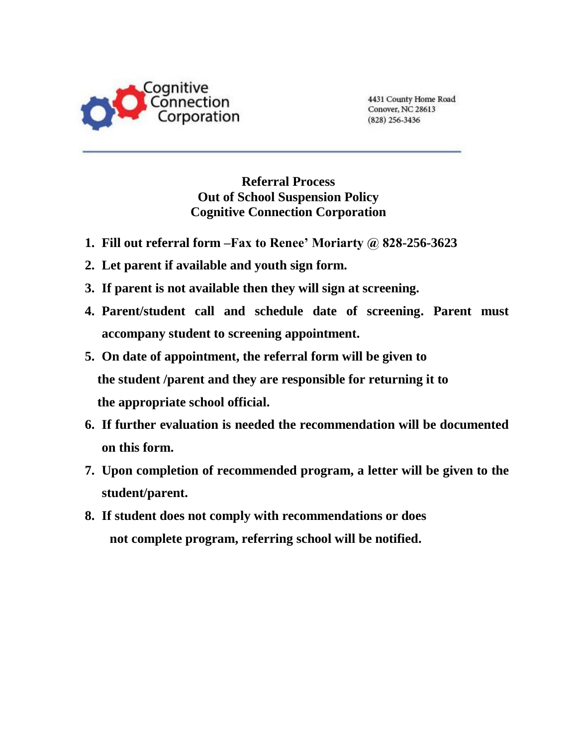Cognitive Connection Corporation

4431 County Home Road
Conover, NC 28613
(828) 256-3436

---

**Referral Process**
**Out of School Suspension Policy**
**Cognitive Connection Corporation**

1. **Fill out referral form –Fax to Renee' Moriarty @ 828-256-3623**
2. **Let parent if available and youth sign form.**
3. **If parent is not available then they will sign at screening.**
4. **Parent/student call and schedule date of screening. Parent must accompany student to screening appointment.**
5. **On date of appointment, the referral form will be given to the student /parent and they are responsible for returning it to the appropriate school official.**
6. **If further evaluation is needed the recommendation will be documented on this form.**
7. **Upon completion of recommended program, a letter will be given to the student/parent.**
8. **If student does not comply with recommendations or does not complete program, referring school will be notified.**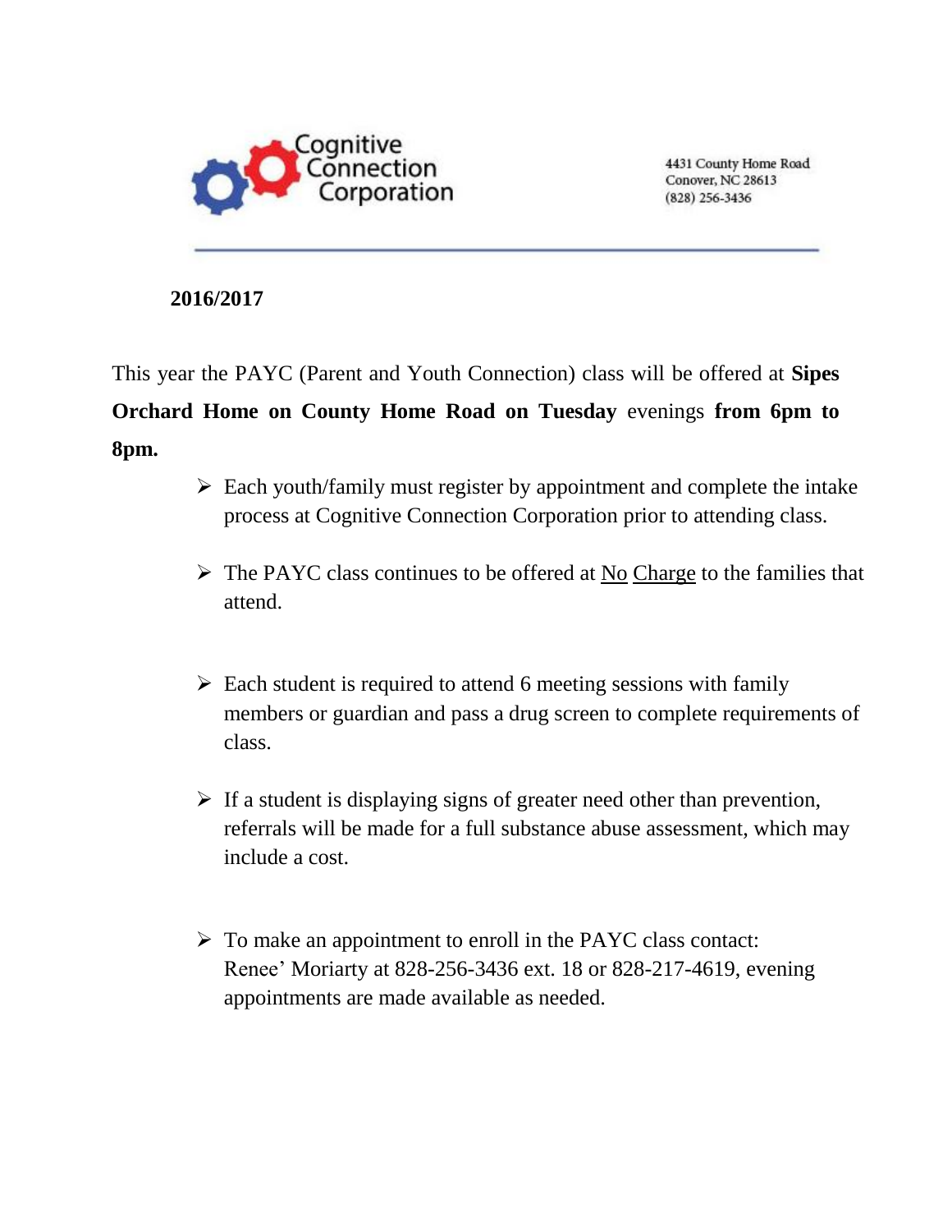Cognitive Connection Corporation

4431 County Home Road
Conover, NC 28613
(828) 256-3436

**2016/2017**

This year the PAYC (Parent and Youth Connection) class will be offered at **Sipes Orchard Home on County Home Road on Tuesday** evenings **from 6pm to 8pm.**

- Each youth/family must register by appointment and complete the intake process at Cognitive Connection Corporation prior to attending class.
- The PAYC class continues to be offered at No Charge to the families that attend.
- Each student is required to attend 6 meeting sessions with family members or guardian and pass a drug screen to complete requirements of class.
- If a student is displaying signs of greater need other than prevention, referrals will be made for a full substance abuse assessment, which may include a cost.
- To make an appointment to enroll in the PAYC class contact: Renee' Moriarty at 828-256-3436 ext. 18 or 828-217-4619, evening appointments are made available as needed.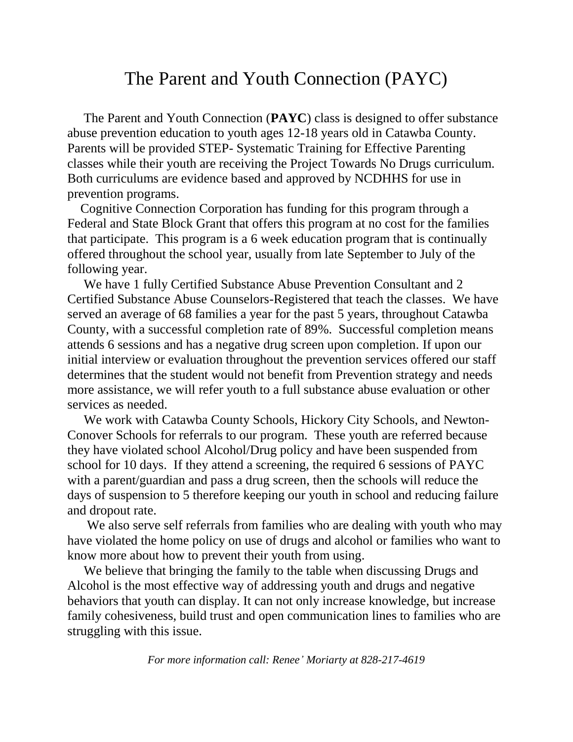# The Parent and Youth Connection (PAYC)

The Parent and Youth Connection (**PAYC**) class is designed to offer substance abuse prevention education to youth ages 12-18 years old in Catawba County. Parents will be provided STEP- Systematic Training for Effective Parenting classes while their youth are receiving the Project Towards No Drugs curriculum. Both curriculums are evidence based and approved by NCDHHS for use in prevention programs.

Cognitive Connection Corporation has funding for this program through a Federal and State Block Grant that offers this program at no cost for the families that participate. This program is a 6 week education program that is continually offered throughout the school year, usually from late September to July of the following year.

We have 1 fully Certified Substance Abuse Prevention Consultant and 2 Certified Substance Abuse Counselors-Registered that teach the classes. We have served an average of 68 families a year for the past 5 years, throughout Catawba County, with a successful completion rate of 89%. Successful completion means attends 6 sessions and has a negative drug screen upon completion. If upon our initial interview or evaluation throughout the prevention services offered our staff determines that the student would not benefit from Prevention strategy and needs more assistance, we will refer youth to a full substance abuse evaluation or other services as needed.

We work with Catawba County Schools, Hickory City Schools, and Newton-Conover Schools for referrals to our program. These youth are referred because they have violated school Alcohol/Drug policy and have been suspended from school for 10 days. If they attend a screening, the required 6 sessions of PAYC with a parent/guardian and pass a drug screen, then the schools will reduce the days of suspension to 5 therefore keeping our youth in school and reducing failure and dropout rate.

We also serve self referrals from families who are dealing with youth who may have violated the home policy on use of drugs and alcohol or families who want to know more about how to prevent their youth from using.

We believe that bringing the family to the table when discussing Drugs and Alcohol is the most effective way of addressing youth and drugs and negative behaviors that youth can display. It can not only increase knowledge, but increase family cohesiveness, build trust and open communication lines to families who are struggling with this issue.

*For more information call: Renee' Moriarty at 828-217-4619*